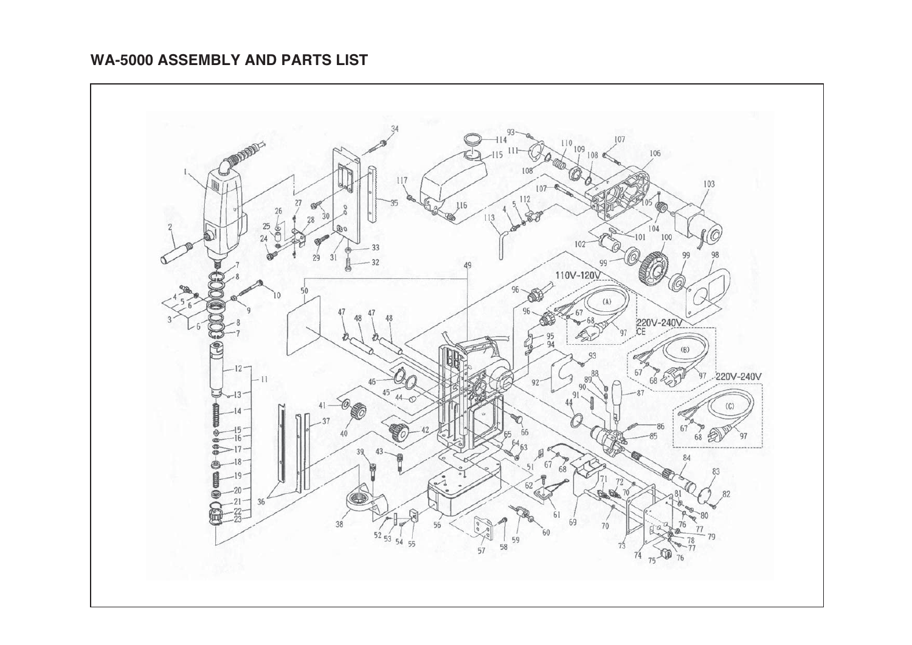# WA-5000 ASSEMBLY AND PARTS LIST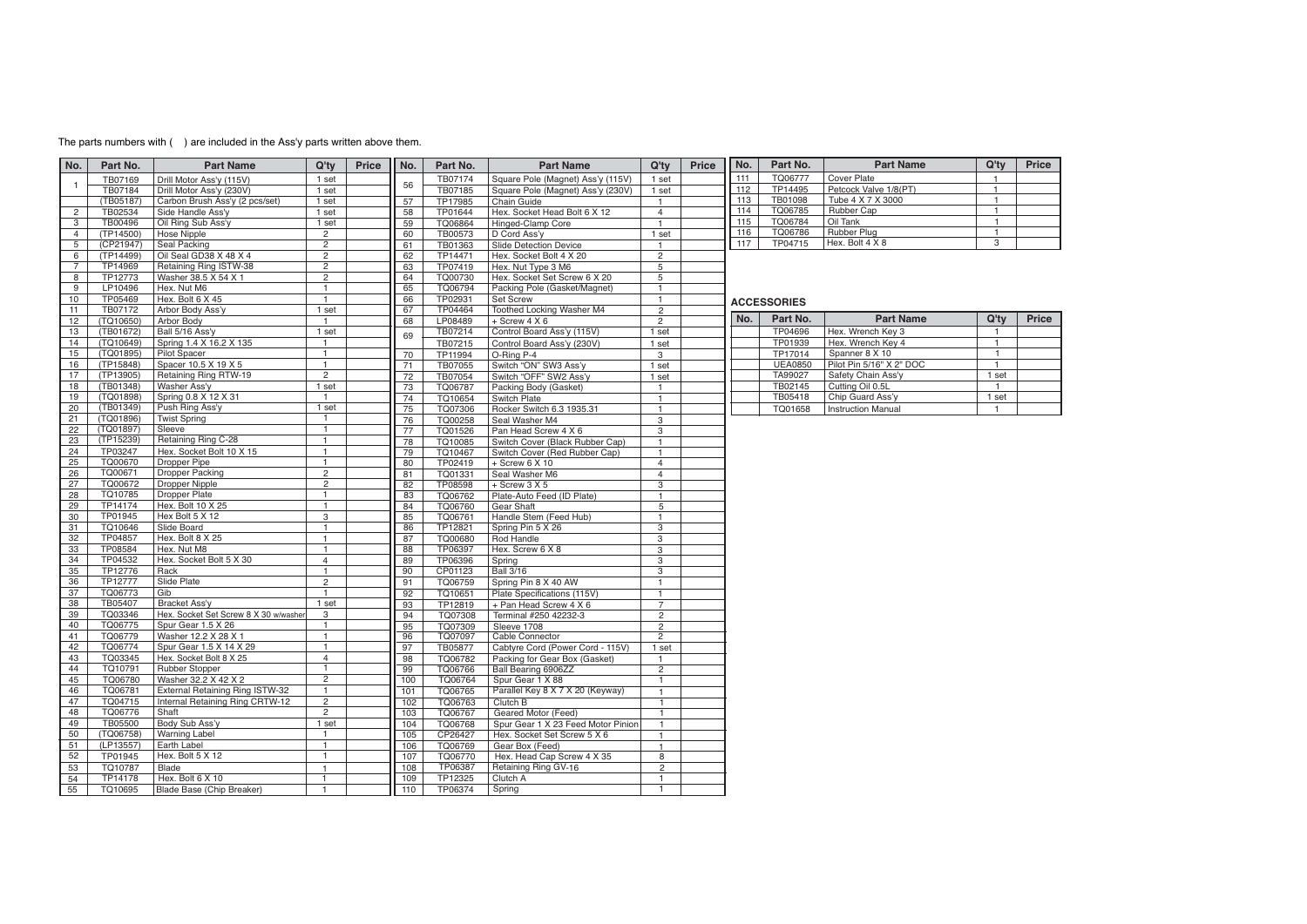The parts numbers with ( ) are included in the Ass'y parts written above them.

| No. | Part No. | Part Name | Q'ty | Price |
|---|---|---|---|---|
| 1 | TB07169 | Drill Motor Ass'y (115V) | 1 set | |
| | TB07184 | Drill Motor Ass'y (230V) | 1 set | |
| | (TB05187) | Carbon Brush Ass'y (2 pcs/set) | 1 set | |
| 2 | TB02534 | Side Handle Ass'y | 1 set | |
| 3 | TB00496 | Oil Ring Sub Ass'y | 1 set | |
| 4 | (TP14500) | Hose Nipple | 2 | |
| 5 | (CP21947) | Seal Packing | 2 | |
| 6 | (TP14499) | Oil Seal GD38 X 48 X 4 | 2 | |
| 7 | TP14969 | Retaining Ring ISTW-38 | 2 | |
| 8 | TP12773 | Washer 38.5 X 54 X 1 | 2 | |
| 9 | LP10496 | Hex. Nut M6 | 1 | |
| 10 | TP05469 | Hex. Bolt 6 X 45 | 1 | |
| 11 | TB07172 | Arbor Body Ass'y | 1 set | |
| 12 | (TQ10650) | Arbor Body | 1 | |
| 13 | (TB01672) | Ball 5/16 Ass'y | 1 set | |
| 14 | (TQ10649) | Spring 1.4 X 16.2 X 135 | 1 | |
| 15 | (TQ01895) | Pilot Spacer | 1 | |
| 16 | (TP15848) | Spacer 10.5 X 19 X 5 | 1 | |
| 17 | (TP13905) | Retaining Ring RTW-19 | 2 | |
| 18 | (TB01348) | Washer Ass'y | 1 set | |
| 19 | (TQ01898) | Spring 0.8 X 12 X 31 | 1 | |
| 20 | (TB01349) | Push Ring Ass'y | 1 set | |
| 21 | (TQ01896) | Twist Spring | 1 | |
| 22 | (TQ01897) | Sleeve | 1 | |
| 23 | (TP15239) | Retaining Ring C-28 | 1 | |
| 24 | TP03247 | Hex. Socket Bolt 10 X 15 | 1 | |
| 25 | TQ00670 | Dropper Pipe | 1 | |
| 26 | TQ00671 | Dropper Packing | 2 | |
| 27 | TQ00672 | Dropper Nipple | 2 | |
| 28 | TQ10785 | Dropper Plate | 1 | |
| 29 | TP14174 | Hex. Bolt 10 X 25 | 1 | |
| 30 | TP01945 | Hex Bolt 5 X 12 | 3 | |
| 31 | TQ10646 | Slide Board | 1 | |
| 32 | TP04857 | Hex. Bolt 8 X 25 | 1 | |
| 33 | TP08584 | Hex. Nut M8 | 1 | |
| 34 | TP04532 | Hex. Socket Bolt 5 X 30 | 4 | |
| 35 | TP12776 | Rack | 1 | |
| 36 | TP12777 | Slide Plate | 2 | |
| 37 | TQ06773 | Gib | 1 | |
| 38 | TB05407 | Bracket Ass'y | 1 set | |
| 39 | TQ03346 | Hex. Socket Set Screw 8 X 30 w/washer | 3 | |
| 40 | TQ06775 | Spur Gear 1.5 X 26 | 1 | |
| 41 | TQ06779 | Washer 12.2 X 28 X 1 | 1 | |
| 42 | TQ06774 | Spur Gear 1.5 X 14 X 29 | 1 | |
| 43 | TQ03345 | Hex. Socket Bolt 8 X 25 | 4 | |
| 44 | TQ10791 | Rubber Stopper | 1 | |
| 45 | TQ06780 | Washer 32.2 X 42 X 2 | 2 | |
| 46 | TQ06781 | External Retaining Ring ISTW-32 | 1 | |
| 47 | TQ04715 | Internal Retaining Ring CRTW-12 | 2 | |
| 48 | TQ06776 | Shaft | 2 | |
| 49 | TB05500 | Body Sub Ass'y | 1 set | |
| 50 | (TQ06758) | Warning Label | 1 | |
| 51 | (LP13557) | Earth Label | 1 | |
| 52 | TP01945 | Hex. Bolt 5 X 12 | 1 | |
| 53 | TQ10787 | Blade | 1 | |
| 54 | TP14178 | Hex. Bolt 6 X 10 | 1 | |
| 55 | TQ10695 | Blade Base (Chip Breaker) | 1 | |
| 56 | TB07174 | Square Pole (Magnet) Ass'y (115V) | 1 set | |
| | TB07185 | Square Pole (Magnet) Ass'y (230V) | 1 set | |
| 57 | TP17985 | Chain Guide | 1 | |
| 58 | TP01644 | Hex. Socket Head Bolt 6 X 12 | 4 | |
| 59 | TQ06864 | Hinged-Clamp Core | 1 | |
| 60 | TB00573 | D Cord Ass'y | 1 set | |
| 61 | TB01363 | Slide Detection Device | 1 | |
| 62 | TP14471 | Hex. Socket Bolt 4 X 20 | 2 | |
| 63 | TP07419 | Hex. Nut Type 3 M6 | 5 | |
| 64 | TQ00730 | Hex. Socket Set Screw 6 X 20 | 5 | |
| 65 | TQ06794 | Packing Pole (Gasket/Magnet) | 1 | |
| 66 | TP02931 | Set Screw | 1 | |
| 67 | TP04464 | Toothed Locking Washer M4 | 2 | |
| 68 | LP08489 | + Screw 4 X 6 | 2 | |
| 69 | TB07214 | Control Board Ass'y (115V) | 1 set | |
| | TB07215 | Control Board Ass'y (230V) | 1 set | |
| 70 | TP11994 | O-Ring P-4 | 3 | |
| 71 | TB07055 | Switch "ON" SW3 Ass'y | 1 set | |
| 72 | TB07054 | Switch "OFF" SW2 Ass'y | 1 set | |
| 73 | TQ06787 | Packing Body (Gasket) | 1 | |
| 74 | TQ10654 | Switch Plate | 1 | |
| 75 | TQ07306 | Rocker Switch 6.3 1935.31 | 1 | |
| 76 | TQ00258 | Seal Washer M4 | 3 | |
| 77 | TQ01526 | Pan Head Screw 4 X 6 | 3 | |
| 78 | TQ10085 | Switch Cover (Black Rubber Cap) | 1 | |
| 79 | TQ10467 | Switch Cover (Red Rubber Cap) | 1 | |
| 80 | TP02419 | + Screw 6 X 10 | 4 | |
| 81 | TQ01331 | Seal Washer M6 | 4 | |
| 82 | TP08598 | + Screw 3 X 5 | 3 | |
| 83 | TQ06762 | Plate-Auto Feed (ID Plate) | 1 | |
| 84 | TQ06760 | Gear Shaft | 5 | |
| 85 | TQ06761 | Handle Stem (Feed Hub) | 1 | |
| 86 | TP12821 | Spring Pin 5 X 26 | 3 | |
| 87 | TQ00680 | Rod Handle | 3 | |
| 88 | TP06397 | Hex. Screw 6 X 8 | 3 | |
| 89 | TP06396 | Spring | 3 | |
| 90 | CP01123 | Ball 3/16 | 3 | |
| 91 | TQ06759 | Spring Pin 8 X 40 AW | 1 | |
| 92 | TQ10651 | Plate Specifications (115V) | 1 | |
| 93 | TP12819 | + Pan Head Screw 4 X 6 | 7 | |
| 94 | TQ07308 | Terminal #250 42232-3 | 2 | |
| 95 | TQ07309 | Sleeve 1708 | 2 | |
| 96 | TQ07097 | Cable Connector | 2 | |
| 97 | TB05877 | Cabtyre Cord (Power Cord - 115V) | 1 set | |
| 98 | TQ06782 | Packing for Gear Box (Gasket) | 1 | |
| 99 | TQ06766 | Ball Bearing 6906ZZ | 2 | |
| 100 | TQ06764 | Spur Gear 1 X 88 | 1 | |
| 101 | TQ06765 | Parallel Key 8 X 7 X 20 (Keyway) | 1 | |
| 102 | TQ06763 | Clutch B | 1 | |
| 103 | TQ06767 | Geared Motor (Feed) | 1 | |
| 104 | TQ06768 | Spur Gear 1 X 23 Feed Motor Pinion | 1 | |
| 105 | CP26427 | Hex. Socket Set Screw 5 X 6 | 1 | |
| 106 | TQ06769 | Gear Box (Feed) | 1 | |
| 107 | TQ06770 | Hex. Head Cap Screw 4 X 35 | 8 | |
| 108 | TP06387 | Retaining Ring GV-16 | 2 | |
| 109 | TP12325 | Clutch A | 1 | |
| 110 | TP06374 | Spring | 1 | |
| 111 | TQ06777 | Cover Plate | 1 | |
| 112 | TP14495 | Petcock Valve 1/8(PT) | 1 | |
| 113 | TB01098 | Tube 4 X 7 X 3000 | 1 | |
| 114 | TQ06785 | Rubber Cap | 1 | |
| 115 | TQ06784 | Oil Tank | 1 | |
| 116 | TQ06786 | Rubber Plug | 1 | |
| 117 | TP04715 | Hex. Bolt 4 X 8 | 3 | |

## ACCESSORIES

| No. | Part No. | Part Name | Q'ty | Price |
|---|---|---|---|---|
| | TP04696 | Hex. Wrench Key 3 | 1 | |
| | TP01939 | Hex. Wrench Key 4 | 1 | |
| | TP17014 | Spanner 8 X 10 | 1 | |
| | UEA0850 | Pilot Pin 5/16" X 2" DOC | 1 | |
| | TA99027 | Safety Chain Ass'y | 1 set | |
| | TB02145 | Cutting Oil 0.5L | 1 | |
| | TB05418 | Chip Guard Ass'y | 1 set | |
| | TQ01658 | Instruction Manual | 1 | |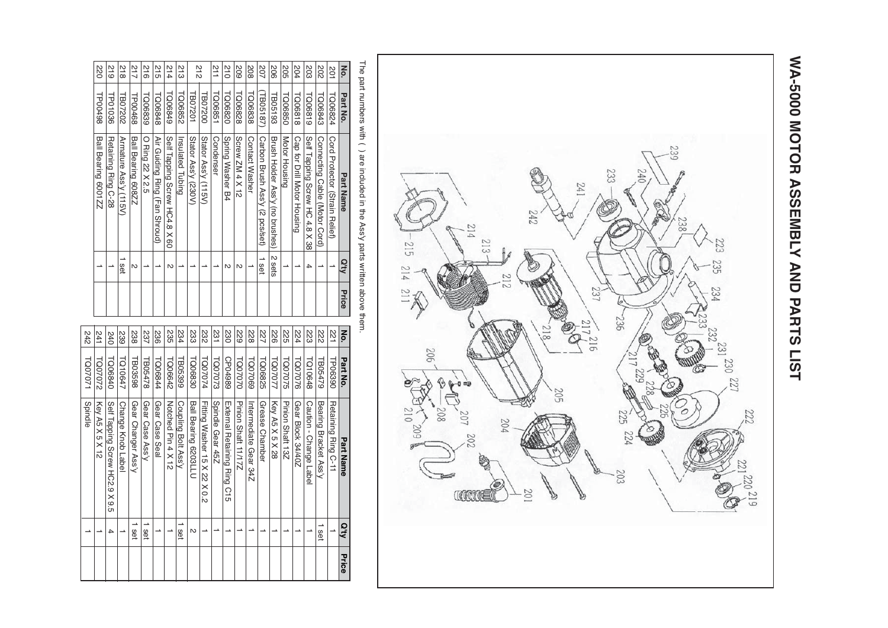# WA-5000 MOTOR ASSEMBLY AND PARTS LIST

239
240
233
241
242
238
223
235
234
214
213
215
214
211
212
237
236
233
232
231
230
227
217
216
218
217
229
228
226
225
224
222
221
220
219
206
205
204
203
208
207
202
210
209
201

The part numbers with ( ) are included in the Ass'y parts written above them.

| No. | Part No. | Part Name | Q'ty | Price |
|---|---|---|---|---|
| 201 | TQ06824 | Cord Protector (Strain Relief) | 1 | |
| 202 | TQ06843 | Connecting Cable (Motor Cord) | 1 | |
| 203 | TQ06819 | Self Tapping Screw HC 4.8 X 38 | 4 | |
| 204 | TQ06818 | Cap for Drill Motor Housing | 1 | |
| 205 | TQ06850 | Motor Housing | 1 | |
| 206 | TB05193 | Brush Holder Ass'y (no brushes) | 2 sets | |
| 207 | (TB05187) | Carbon Brush Ass'y (2 pcs/set) | 1 set | |
| 208 | TQ06838 | Contact Washer | 1 | |
| 209 | TQ06828 | Screw ZM 4 X 12 | 2 | |
| 210 | TQ06820 | Spring Washer B4 | 2 | |
| 211 | TQ06851 | Condenser | 1 | |
| 212 | TB07200 | Stator Ass'y (115V) | 1 | |
| | TB07201 | Stator Ass'y (230V) | 1 | |
| 213 | TQ06852 | Insulated Tubing | 1 | |
| 214 | TQ06849 | Self Tapping Screw HC4.8 X 60 | 2 | |
| 215 | TQ06848 | Air Guiding Ring (Fan Shroud) | 1 | |
| 216 | TQ06839 | O Ring 22 X 2.5 | 1 | |
| 217 | TP00468 | Ball Bearing 608ZZ | 2 | |
| 218 | TB07202 | Armature Ass'y (115V) | 1 set | |
| 219 | TP01036 | Retaining Ring C-28 | 1 | |
| 220 | TP00498 | Ball Bearing 6001ZZ | 1 | |

| No. | Part No. | Part Name | Q'ty | Price |
|---|---|---|---|---|
| 221 | TP06390 | Retaining Ring C-11 | 1 | |
| 222 | TB05479 | Bearing Bracket Ass'y | 1 set | |
| 223 | TQ10648 | Caution - Change Label | 1 | |
| 224 | TQ07076 | Gear Block 34/40Z | 1 | |
| 225 | TQ07075 | Pinion Shaft 13Z | 1 | |
| 226 | TQ07077 | Key A5 X 5 X 28 | 1 | |
| 227 | TQ06825 | Grease Chamber | 1 | |
| 228 | TQ07069 | Intermediate Gear 34Z | 1 | |
| 229 | TQ07070 | Pinion Shaft 11/17Z | 1 | |
| 230 | CP04989 | External Retaining Ring C15 | 1 | |
| 231 | TQ07073 | Spindle Gear 45Z | 1 | |
| 232 | TQ07074 | Fitting Washer 15 X 22 X 0.2 | 1 | |
| 233 | TQ06830 | Ball Bearing 6203LLU | 2 | |
| 234 | TB05399 | Coupling Bolt Ass'y | 1 set | |
| 235 | TQ06642 | Notched Pin 4 X 12 | 1 | |
| 236 | TQ06844 | Gear Case Seal | 1 | |
| 237 | TB05478 | Gear Case Ass'y | 1 set | |
| 238 | TB03598 | Gear Changer Ass'y | 1 set | |
| 239 | TQ10647 | Change Knob Label | 1 | |
| 240 | TQ06840 | Self Tapping Screw HC2.9 X 9.5 | 4 | |
| 241 | TQ07072 | Key A5 X 5 X 12 | 1 | |
| 242 | TQ07071 | Spindle | 1 | |